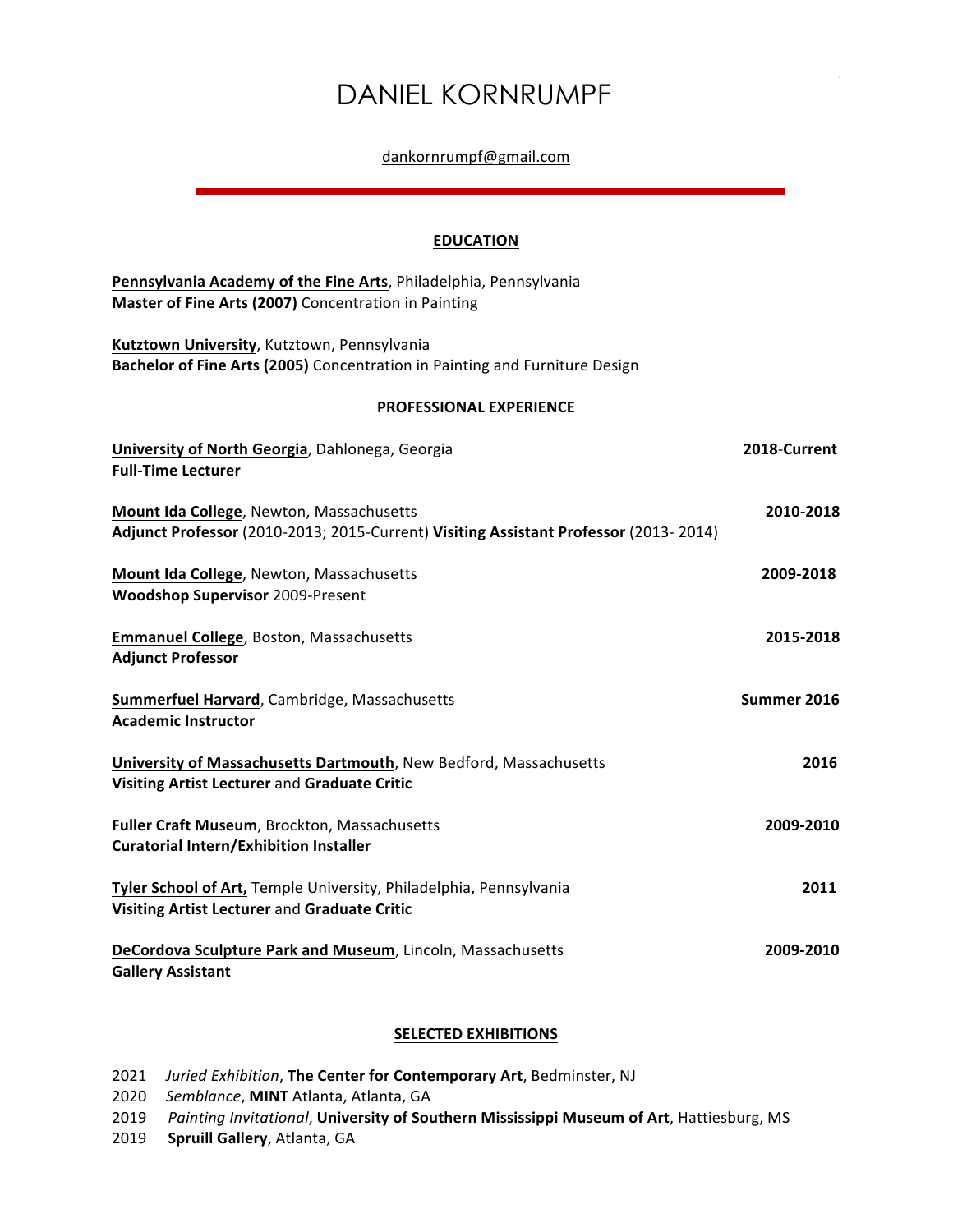# DANIEL KORNRUMPF

dankornrumpf@gmail.com

## EDUCATION

**Pennsylvania Academy of the Fine Arts**, Philadelphia, Pennsylvania
**Master of Fine Arts (2007)** Concentration in Painting

**Kutztown University**, Kutztown, Pennsylvania
**Bachelor of Fine Arts (2005)** Concentration in Painting and Furniture Design

## PROFESSIONAL EXPERIENCE

**University of North Georgia**, Dahlonega, Georgia — **2018-Current**
**Full-Time Lecturer**

**Mount Ida College**, Newton, Massachusetts — **2010-2018**
**Adjunct Professor** (2010-2013; 2015-Current) **Visiting Assistant Professor** (2013- 2014)

**Mount Ida College**, Newton, Massachusetts — **2009-2018**
**Woodshop Supervisor** 2009-Present

**Emmanuel College**, Boston, Massachusetts — **2015-2018**
**Adjunct Professor**

**Summerfuel Harvard**, Cambridge, Massachusetts — **Summer 2016**
**Academic Instructor**

**University of Massachusetts Dartmouth**, New Bedford, Massachusetts — **2016**
**Visiting Artist Lecturer** and **Graduate Critic**

**Fuller Craft Museum**, Brockton, Massachusetts — **2009-2010**
**Curatorial Intern/Exhibition Installer**

**Tyler School of Art,** Temple University, Philadelphia, Pennsylvania — **2011**
**Visiting Artist Lecturer** and **Graduate Critic**

**DeCordova Sculpture Park and Museum**, Lincoln, Massachusetts — **2009-2010**
**Gallery Assistant**

## SELECTED EXHIBITIONS

2021 *Juried Exhibition*, **The Center for Contemporary Art**, Bedminster, NJ
2020 *Semblance*, **MINT** Atlanta, Atlanta, GA
2019 *Painting Invitational*, **University of Southern Mississippi Museum of Art**, Hattiesburg, MS
2019 **Spruill Gallery**, Atlanta, GA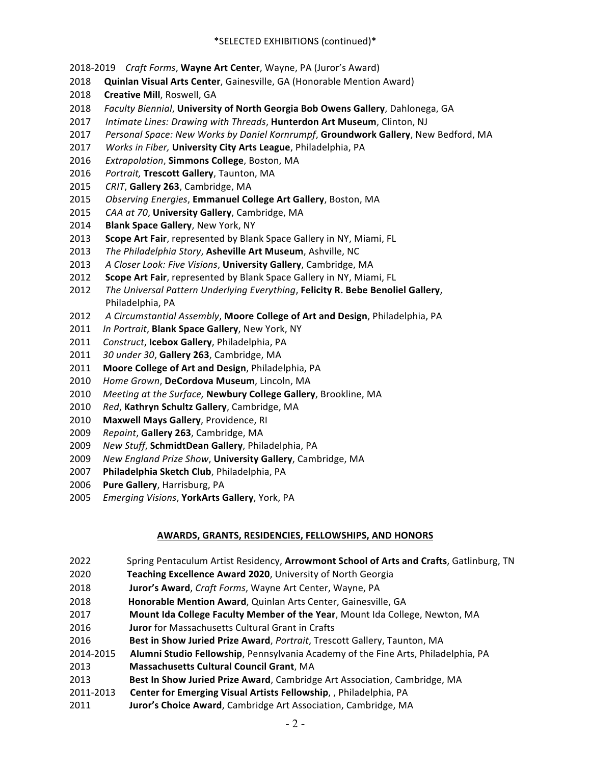*SELECTED EXHIBITIONS (continued)*

2018-2019 *Craft Forms*, **Wayne Art Center**, Wayne, PA (Juror's Award)
2018 **Quinlan Visual Arts Center**, Gainesville, GA (Honorable Mention Award)
2018 **Creative Mill**, Roswell, GA
2018 *Faculty Biennial*, **University of North Georgia Bob Owens Gallery**, Dahlonega, GA
2017 *Intimate Lines: Drawing with Threads*, **Hunterdon Art Museum**, Clinton, NJ
2017 *Personal Space: New Works by Daniel Kornrumpf*, **Groundwork Gallery**, New Bedford, MA
2017 *Works in Fiber,* **University City Arts League**, Philadelphia, PA
2016 *Extrapolation*, **Simmons College**, Boston, MA
2016 *Portrait,* **Trescott Gallery**, Taunton, MA
2015 *CRIT*, **Gallery 263**, Cambridge, MA
2015 *Observing Energies*, **Emmanuel College Art Gallery**, Boston, MA
2015 *CAA at 70*, **University Gallery**, Cambridge, MA
2014 **Blank Space Gallery**, New York, NY
2013 **Scope Art Fair**, represented by Blank Space Gallery in NY, Miami, FL
2013 *The Philadelphia Story*, **Asheville Art Museum**, Ashville, NC
2013 *A Closer Look: Five Visions*, **University Gallery**, Cambridge, MA
2012 **Scope Art Fair**, represented by Blank Space Gallery in NY, Miami, FL
2012 *The Universal Pattern Underlying Everything*, **Felicity R. Bebe Benoliel Gallery**, Philadelphia, PA
2012 *A Circumstantial Assembly*, **Moore College of Art and Design**, Philadelphia, PA
2011 *In Portrait*, **Blank Space Gallery**, New York, NY
2011 *Construct*, **Icebox Gallery**, Philadelphia, PA
2011 *30 under 30*, **Gallery 263**, Cambridge, MA
2011 **Moore College of Art and Design**, Philadelphia, PA
2010 *Home Grown*, **DeCordova Museum**, Lincoln, MA
2010 *Meeting at the Surface,* **Newbury College Gallery**, Brookline, MA
2010 *Red*, **Kathryn Schultz Gallery**, Cambridge, MA
2010 **Maxwell Mays Gallery**, Providence, RI
2009 *Repaint*, **Gallery 263**, Cambridge, MA
2009 *New Stuff*, **SchmidtDean Gallery**, Philadelphia, PA
2009 *New England Prize Show*, **University Gallery**, Cambridge, MA
2007 **Philadelphia Sketch Club**, Philadelphia, PA
2006 **Pure Gallery**, Harrisburg, PA
2005 *Emerging Visions*, **YorkArts Gallery**, York, PA

## AWARDS, GRANTS, RESIDENCIES, FELLOWSHIPS, AND HONORS

2022 Spring Pentaculum Artist Residency, **Arrowmont School of Arts and Crafts**, Gatlinburg, TN
2020 **Teaching Excellence Award 2020**, University of North Georgia
2018 **Juror's Award**, *Craft Forms*, Wayne Art Center, Wayne, PA
2018 **Honorable Mention Award**, Quinlan Arts Center, Gainesville, GA
2017 **Mount Ida College Faculty Member of the Year**, Mount Ida College, Newton, MA
2016 **Juror** for Massachusetts Cultural Grant in Crafts
2016 **Best in Show Juried Prize Award**, *Portrait*, Trescott Gallery, Taunton, MA
2014-2015 **Alumni Studio Fellowship**, Pennsylvania Academy of the Fine Arts, Philadelphia, PA
2013 **Massachusetts Cultural Council Grant**, MA
2013 **Best In Show Juried Prize Award**, Cambridge Art Association, Cambridge, MA
2011-2013 **Center for Emerging Visual Artists Fellowship**, , Philadelphia, PA
2011 **Juror's Choice Award**, Cambridge Art Association, Cambridge, MA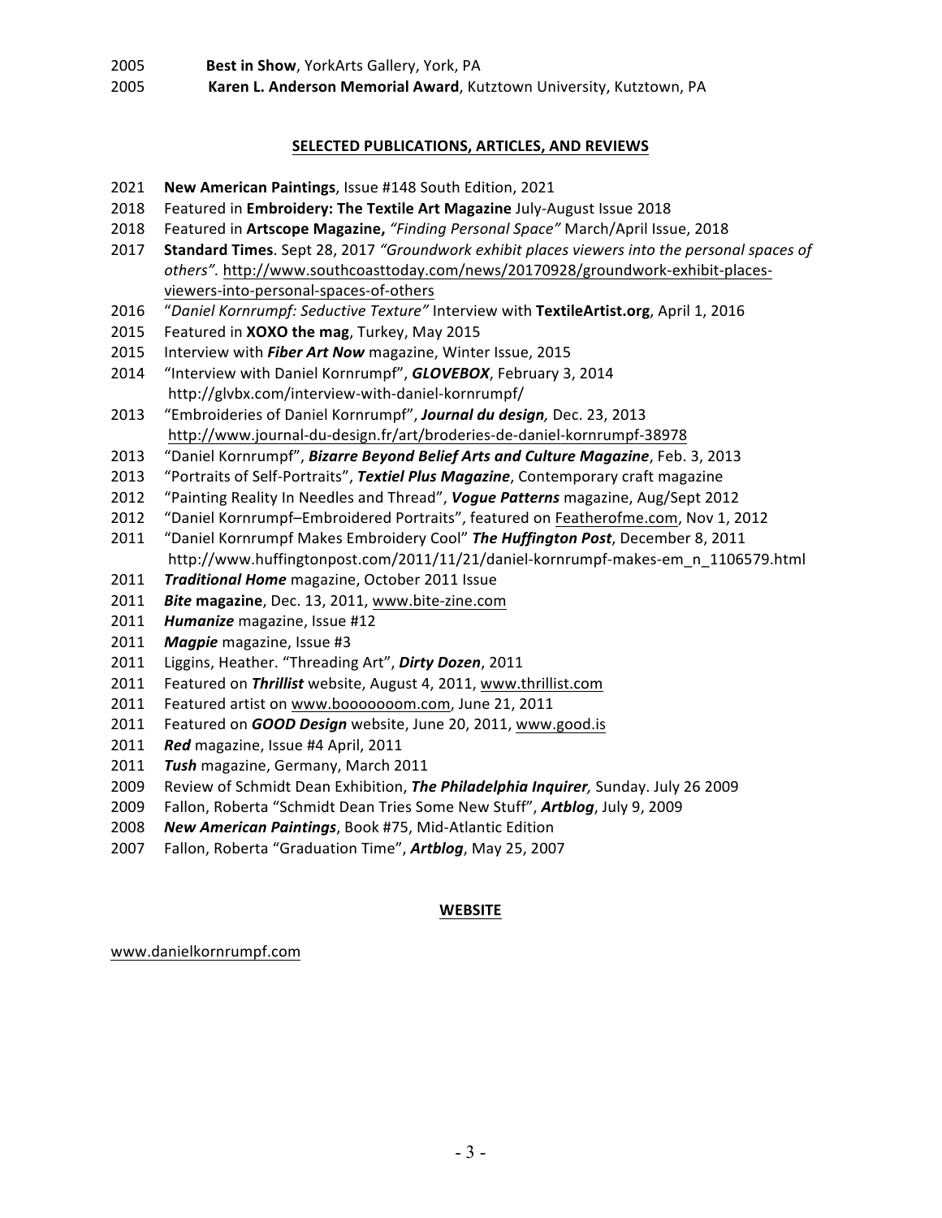2005 **Best in Show**, YorkArts Gallery, York, PA
2005 **Karen L. Anderson Memorial Award**, Kutztown University, Kutztown, PA

## SELECTED PUBLICATIONS, ARTICLES, AND REVIEWS

2021 **New American Paintings**, Issue #148 South Edition, 2021
2018 Featured in **Embroidery: The Textile Art Magazine** July-August Issue 2018
2018 Featured in **Artscope Magazine,** *"Finding Personal Space"* March/April Issue, 2018
2017 **Standard Times**. Sept 28, 2017 *"Groundwork exhibit places viewers into the personal spaces of others".* http://www.southcoasttoday.com/news/20170928/groundwork-exhibit-places-viewers-into-personal-spaces-of-others
2016 "*Daniel Kornrumpf: Seductive Texture"* Interview with **TextileArtist.org**, April 1, 2016
2015 Featured in **XOXO the mag**, Turkey, May 2015
2015 Interview with ***Fiber Art Now*** magazine, Winter Issue, 2015
2014 "Interview with Daniel Kornrumpf", ***GLOVEBOX***, February 3, 2014 http://glvbx.com/interview-with-daniel-kornrumpf/
2013 "Embroideries of Daniel Kornrumpf", ***Journal du design,*** Dec. 23, 2013 http://www.journal-du-design.fr/art/broderies-de-daniel-kornrumpf-38978
2013 "Daniel Kornrumpf", ***Bizarre Beyond Belief Arts and Culture Magazine***, Feb. 3, 2013
2013 "Portraits of Self-Portraits", ***Textiel Plus Magazine***, Contemporary craft magazine
2012 "Painting Reality In Needles and Thread", ***Vogue Patterns*** magazine, Aug/Sept 2012
2012 "Daniel Kornrumpf–Embroidered Portraits", featured on Featherofme.com, Nov 1, 2012
2011 "Daniel Kornrumpf Makes Embroidery Cool" ***The Huffington Post***, December 8, 2011 http://www.huffingtonpost.com/2011/11/21/daniel-kornrumpf-makes-em_n_1106579.html
2011 ***Traditional Home*** magazine, October 2011 Issue
2011 ***Bite*** **magazine**, Dec. 13, 2011, www.bite-zine.com
2011 ***Humanize*** magazine, Issue #12
2011 ***Magpie*** magazine, Issue #3
2011 Liggins, Heather. "Threading Art", ***Dirty Dozen***, 2011
2011 Featured on ***Thrillist*** website, August 4, 2011, www.thrillist.com
2011 Featured artist on www.booooooom.com, June 21, 2011
2011 Featured on ***GOOD Design*** website, June 20, 2011, www.good.is
2011 ***Red*** magazine, Issue #4 April, 2011
2011 ***Tush*** magazine, Germany, March 2011
2009 Review of Schmidt Dean Exhibition, ***The Philadelphia Inquirer,*** Sunday. July 26 2009
2009 Fallon, Roberta "Schmidt Dean Tries Some New Stuff", ***Artblog***, July 9, 2009
2008 ***New American Paintings***, Book #75, Mid-Atlantic Edition
2007 Fallon, Roberta "Graduation Time", ***Artblog***, May 25, 2007

## WEBSITE

www.danielkornrumpf.com